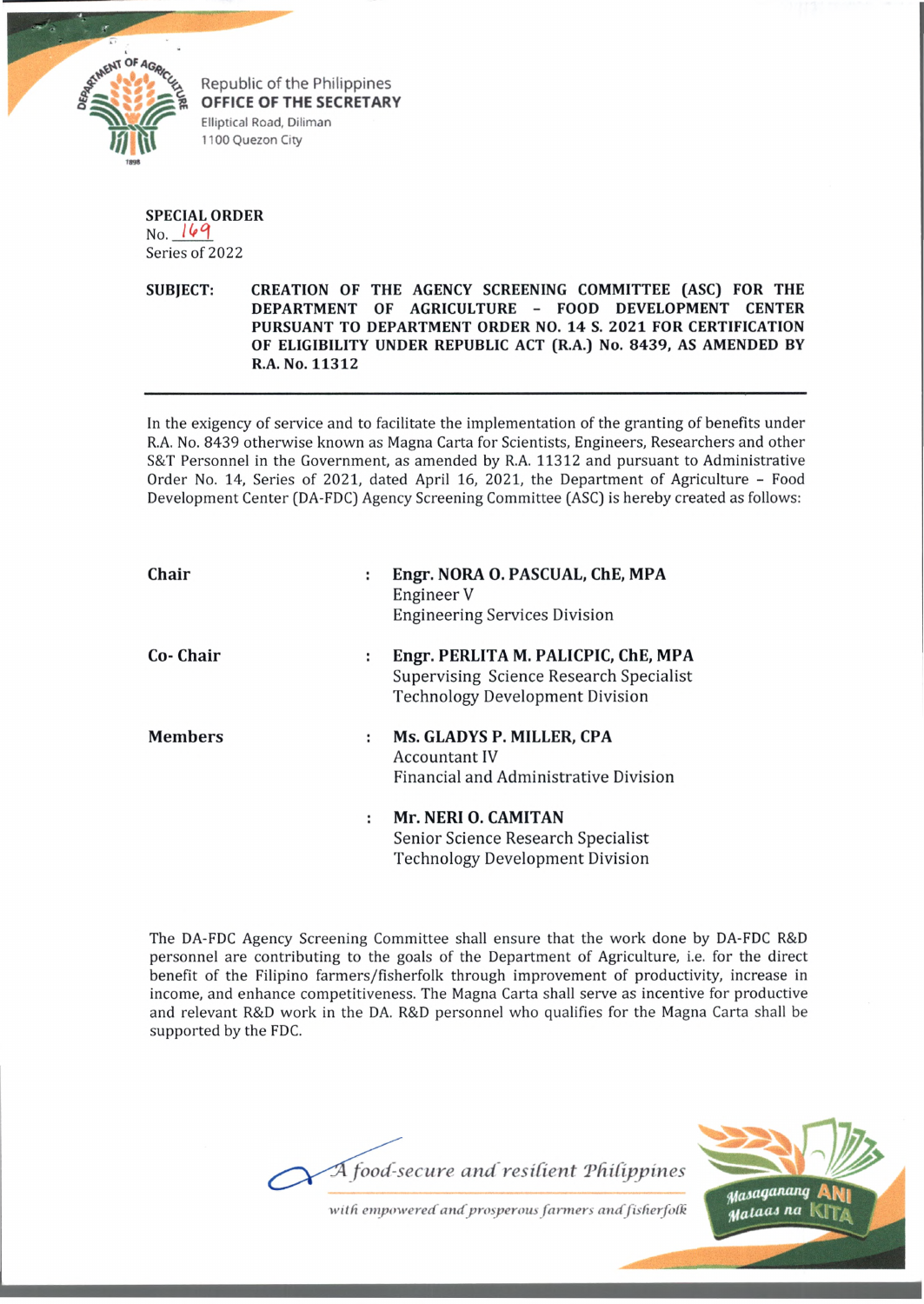Republic of the Philippines
**OFFICE OF THE SECRETARY**
Elliptical Road, Diliman
1100 Quezon City

**SPECIAL ORDER**
No. 169
Series of 2022

**SUBJECT: CREATION OF THE AGENCY SCREENING COMMITTEE (ASC) FOR THE DEPARTMENT OF AGRICULTURE – FOOD DEVELOPMENT CENTER PURSUANT TO DEPARTMENT ORDER NO. 14 S. 2021 FOR CERTIFICATION OF ELIGIBILITY UNDER REPUBLIC ACT (R.A.) No. 8439, AS AMENDED BY R.A. No. 11312**

---

In the exigency of service and to facilitate the implementation of the granting of benefits under R.A. No. 8439 otherwise known as Magna Carta for Scientists, Engineers, Researchers and other S&T Personnel in the Government, as amended by R.A. 11312 and pursuant to Administrative Order No. 14, Series of 2021, dated April 16, 2021, the Department of Agriculture – Food Development Center (DA-FDC) Agency Screening Committee (ASC) is hereby created as follows:

**Chair** : **Engr. NORA O. PASCUAL, ChE, MPA**
Engineer V
Engineering Services Division

**Co- Chair** : **Engr. PERLITA M. PALICPIC, ChE, MPA**
Supervising Science Research Specialist
Technology Development Division

**Members** : **Ms. GLADYS P. MILLER, CPA**
Accountant IV
Financial and Administrative Division

: **Mr. NERI O. CAMITAN**
Senior Science Research Specialist
Technology Development Division

The DA-FDC Agency Screening Committee shall ensure that the work done by DA-FDC R&D personnel are contributing to the goals of the Department of Agriculture, i.e. for the direct benefit of the Filipino farmers/fisherfolk through improvement of productivity, increase in income, and enhance competitiveness. The Magna Carta shall serve as incentive for productive and relevant R&D work in the DA. R&D personnel who qualifies for the Magna Carta shall be supported by the FDC.

*A food-secure and resilient Philippines*
*with empowered and prosperous farmers and fisherfolk*

Masaganang ANI Mataas na KITA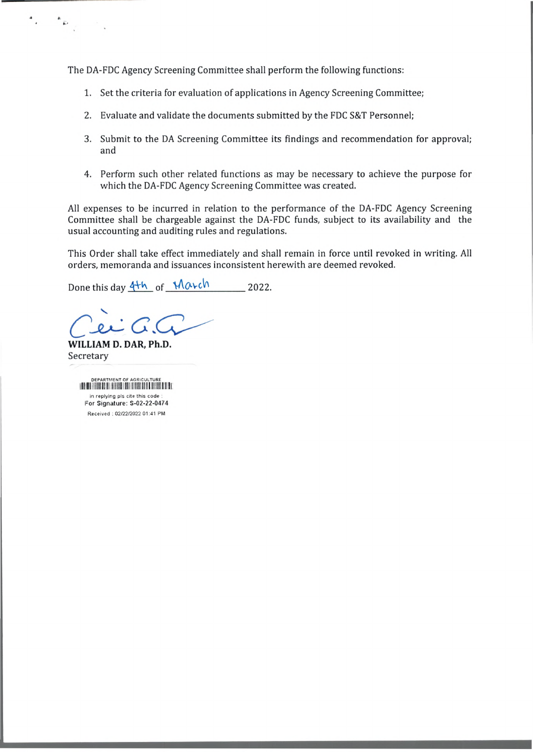The DA-FDC Agency Screening Committee shall perform the following functions:

1. Set the criteria for evaluation of applications in Agency Screening Committee;
2. Evaluate and validate the documents submitted by the FDC S&T Personnel;
3. Submit to the DA Screening Committee its findings and recommendation for approval; and
4. Perform such other related functions as may be necessary to achieve the purpose for which the DA-FDC Agency Screening Committee was created.

All expenses to be incurred in relation to the performance of the DA-FDC Agency Screening Committee shall be chargeable against the DA-FDC funds, subject to its availability and the usual accounting and auditing rules and regulations.

This Order shall take effect immediately and shall remain in force until revoked in writing. All orders, memoranda and issuances inconsistent herewith are deemed revoked.

Done this day 4th of March 2022.

**WILLIAM D. DAR, Ph.D.**
Secretary

DEPARTMENT OF AGRICULTURE
in replying pls cite this code :
For Signature: S-02-22-0474
Received : 02/22/2022 01:41 PM